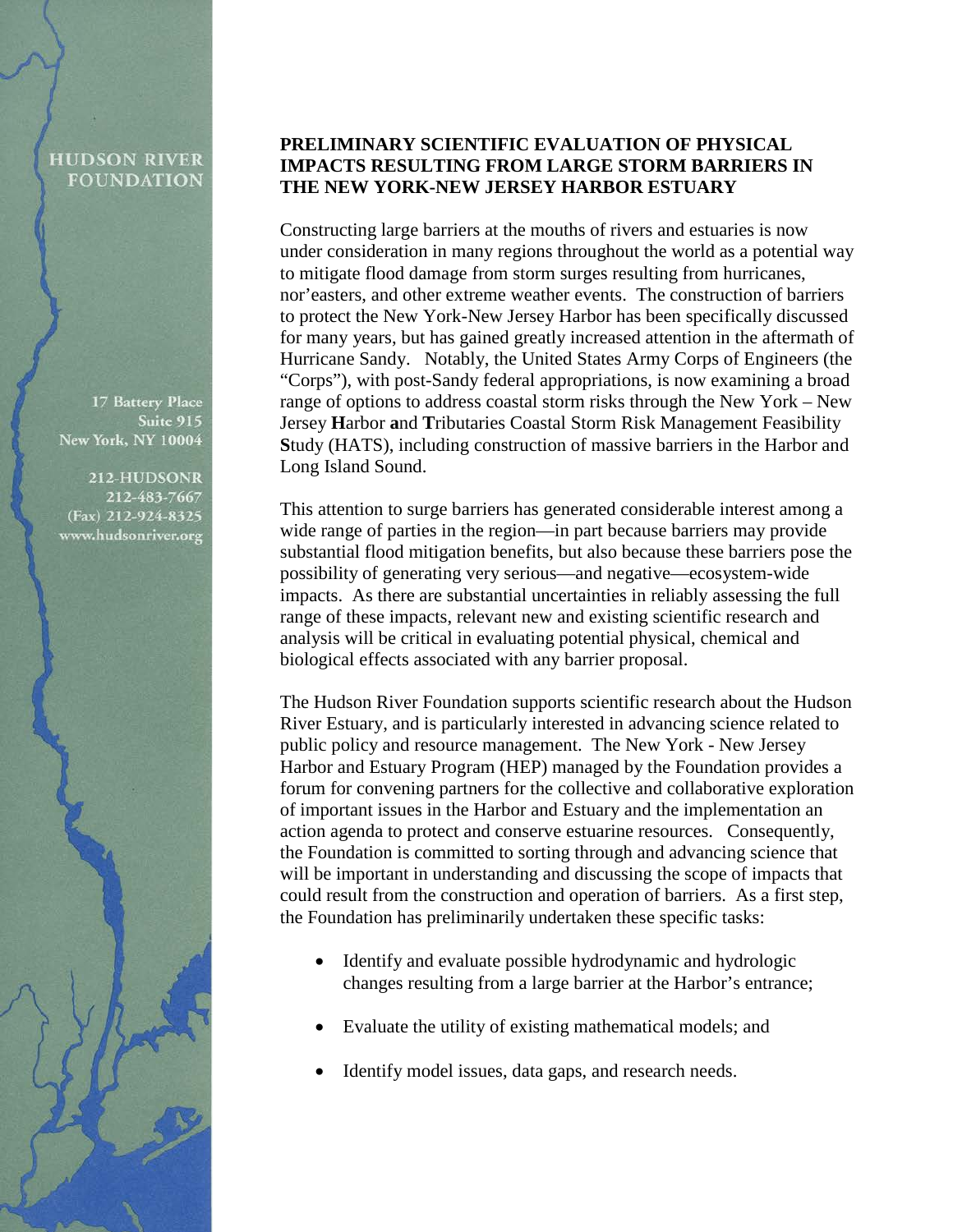HUDSON RIVER FOUNDATION

17 Battery Place
Suite 915
New York, NY 10004

212-HUDSONR
212-483-7667
(Fax) 212-924-8325
www.hudsonriver.org

# PRELIMINARY SCIENTIFIC EVALUATION OF PHYSICAL IMPACTS RESULTING FROM LARGE STORM BARRIERS IN THE NEW YORK-NEW JERSEY HARBOR ESTUARY

Constructing large barriers at the mouths of rivers and estuaries is now under consideration in many regions throughout the world as a potential way to mitigate flood damage from storm surges resulting from hurricanes, nor'easters, and other extreme weather events. The construction of barriers to protect the New York-New Jersey Harbor has been specifically discussed for many years, but has gained greatly increased attention in the aftermath of Hurricane Sandy. Notably, the United States Army Corps of Engineers (the "Corps"), with post-Sandy federal appropriations, is now examining a broad range of options to address coastal storm risks through the New York – New Jersey **H**arbor **a**nd **T**ributaries Coastal Storm Risk Management Feasibility **S**tudy (HATS), including construction of massive barriers in the Harbor and Long Island Sound.

This attention to surge barriers has generated considerable interest among a wide range of parties in the region—in part because barriers may provide substantial flood mitigation benefits, but also because these barriers pose the possibility of generating very serious—and negative—ecosystem-wide impacts. As there are substantial uncertainties in reliably assessing the full range of these impacts, relevant new and existing scientific research and analysis will be critical in evaluating potential physical, chemical and biological effects associated with any barrier proposal.

The Hudson River Foundation supports scientific research about the Hudson River Estuary, and is particularly interested in advancing science related to public policy and resource management. The New York - New Jersey Harbor and Estuary Program (HEP) managed by the Foundation provides a forum for convening partners for the collective and collaborative exploration of important issues in the Harbor and Estuary and the implementation an action agenda to protect and conserve estuarine resources. Consequently, the Foundation is committed to sorting through and advancing science that will be important in understanding and discussing the scope of impacts that could result from the construction and operation of barriers. As a first step, the Foundation has preliminarily undertaken these specific tasks:

- Identify and evaluate possible hydrodynamic and hydrologic changes resulting from a large barrier at the Harbor's entrance;
- Evaluate the utility of existing mathematical models; and
- Identify model issues, data gaps, and research needs.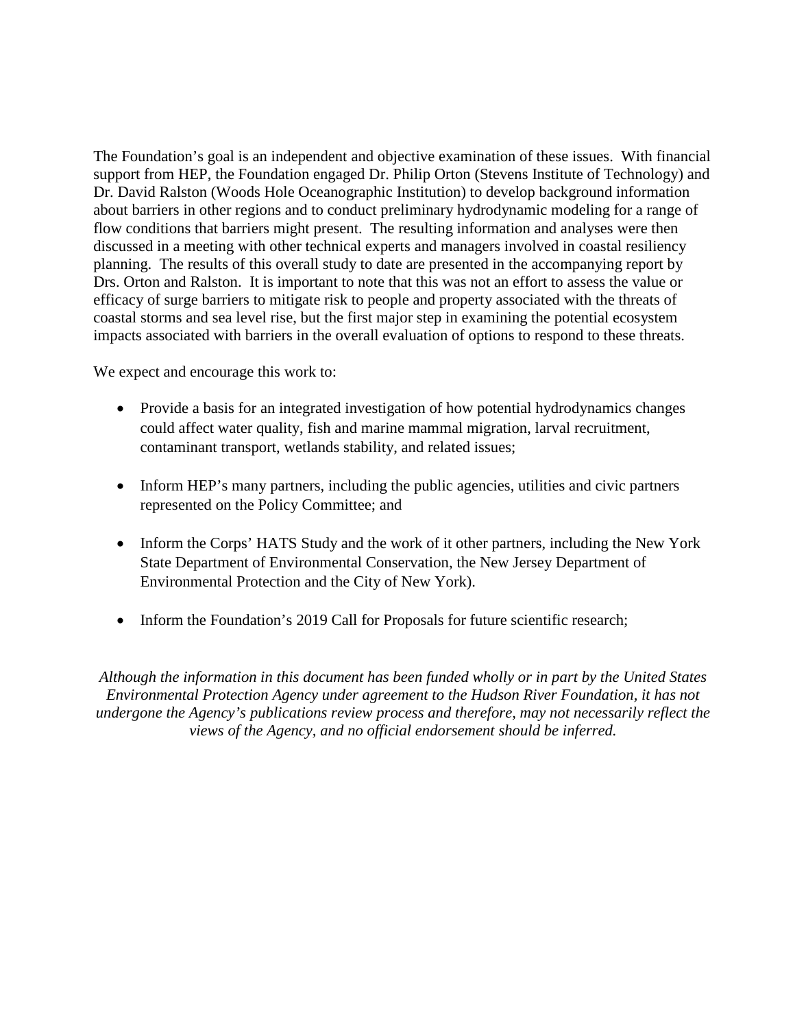The Foundation's goal is an independent and objective examination of these issues. With financial support from HEP, the Foundation engaged Dr. Philip Orton (Stevens Institute of Technology) and Dr. David Ralston (Woods Hole Oceanographic Institution) to develop background information about barriers in other regions and to conduct preliminary hydrodynamic modeling for a range of flow conditions that barriers might present. The resulting information and analyses were then discussed in a meeting with other technical experts and managers involved in coastal resiliency planning. The results of this overall study to date are presented in the accompanying report by Drs. Orton and Ralston. It is important to note that this was not an effort to assess the value or efficacy of surge barriers to mitigate risk to people and property associated with the threats of coastal storms and sea level rise, but the first major step in examining the potential ecosystem impacts associated with barriers in the overall evaluation of options to respond to these threats.

We expect and encourage this work to:

- Provide a basis for an integrated investigation of how potential hydrodynamics changes could affect water quality, fish and marine mammal migration, larval recruitment, contaminant transport, wetlands stability, and related issues;
- Inform HEP's many partners, including the public agencies, utilities and civic partners represented on the Policy Committee; and
- Inform the Corps' HATS Study and the work of it other partners, including the New York State Department of Environmental Conservation, the New Jersey Department of Environmental Protection and the City of New York).
- Inform the Foundation's 2019 Call for Proposals for future scientific research;

*Although the information in this document has been funded wholly or in part by the United States Environmental Protection Agency under agreement to the Hudson River Foundation, it has not undergone the Agency's publications review process and therefore, may not necessarily reflect the views of the Agency, and no official endorsement should be inferred.*